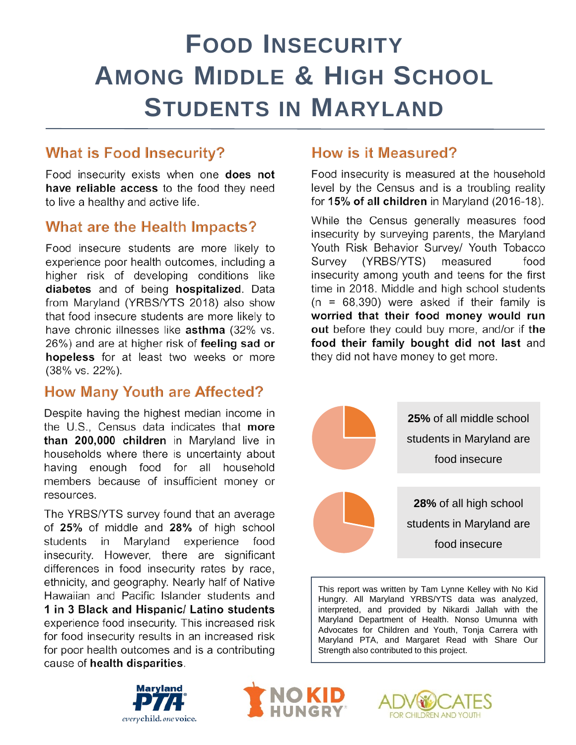# Food Insecurity Among Middle & High School Students in Maryland

## What is Food Insecurity?

Food insecurity exists when one **does not have reliable access** to the food they need to live a healthy and active life.

## What are the Health Impacts?

Food insecure students are more likely to experience poor health outcomes, including a higher risk of developing conditions like **diabetes** and of being **hospitalized**. Data from Maryland (YRBS/YTS 2018) also show that food insecure students are more likely to have chronic illnesses like **asthma** (32% vs. 26%) and are at higher risk of **feeling sad or hopeless** for at least two weeks or more (38% vs. 22%).

## How Many Youth are Affected?

Despite having the highest median income in the U.S., Census data indicates that **more than 200,000 children** in Maryland live in households where there is uncertainty about having enough food for all household members because of insufficient money or resources.

The YRBS/YTS survey found that an average of **25%** of middle and **28%** of high school students in Maryland experience food insecurity. However, there are significant differences in food insecurity rates by race, ethnicity, and geography. Nearly half of Native Hawaiian and Pacific Islander students and **1 in 3 Black and Hispanic/ Latino students** experience food insecurity. This increased risk for food insecurity results in an increased risk for poor health outcomes and is a contributing cause of **health disparities**.

## How is it Measured?

Food insecurity is measured at the household level by the Census and is a troubling reality for **15% of all children** in Maryland (2016-18).

While the Census generally measures food insecurity by surveying parents, the Maryland Youth Risk Behavior Survey/ Youth Tobacco Survey (YRBS/YTS) measured food insecurity among youth and teens for the first time in 2018. Middle and high school students (n = 68,390) were asked if their family is **worried that their food money would run out** before they could buy more, and/or if **the food their family bought did not last** and they did not have money to get more.

**25%** of all middle school students in Maryland are food insecure

**28%** of all high school students in Maryland are food insecure

This report was written by Tam Lynne Kelley with No Kid Hungry. All Maryland YRBS/YTS data was analyzed, interpreted, and provided by Nikardi Jallah with the Maryland Department of Health. Nonso Umunna with Advocates for Children and Youth, Tonja Carrera with Maryland PTA, and Margaret Read with Share Our Strength also contributed to this project.

Maryland PTA — every child. one voice.

NO KID HUNGRY

ADVOCATES FOR CHILDREN AND YOUTH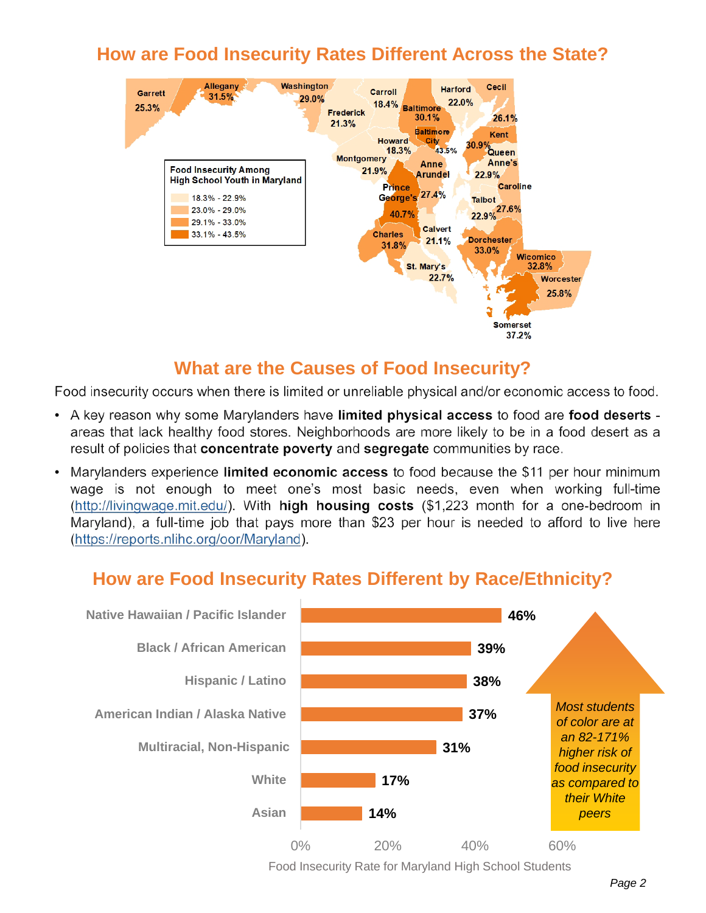## How are Food Insecurity Rates Different Across the State?

**Food Insecurity Among High School Youth in Maryland**

| County | Food Insecurity Rate |
|---|---|
| Garrett | 25.3% |
| Allegany | 31.5% |
| Washington | 29.0% |
| Frederick | 21.3% |
| Carroll | 18.4% |
| Baltimore | 30.1% |
| Harford | 22.0% |
| Cecil | 26.1% |
| Baltimore City | 43.5% |
| Howard | 18.3% |
| Montgomery | 21.9% |
| Anne Arundel | 27.4% |
| Prince George's | 40.7% |
| Kent | 30.9% |
| Queen Anne's | 22.9% |
| Caroline | 27.6% |
| Talbot | 22.9% |
| Charles | 31.8% |
| Calvert | 21.1% |
| St. Mary's | 22.7% |
| Dorchester | 33.0% |
| Wicomico | 32.8% |
| Worcester | 25.8% |
| Somerset | 37.2% |

Legend: 18.3% - 22.9%; 23.0% - 29.0%; 29.1% - 33.0%; 33.1% - 43.5%

## What are the Causes of Food Insecurity?

Food insecurity occurs when there is limited or unreliable physical and/or economic access to food.

- A key reason why some Marylanders have **limited physical access** to food are **food deserts** - areas that lack healthy food stores. Neighborhoods are more likely to be in a food desert as a result of policies that **concentrate poverty** and **segregate** communities by race.
- Marylanders experience **limited economic access** to food because the $11 per hour minimum wage is not enough to meet one's most basic needs, even when working full-time (http://livingwage.mit.edu/). With **high housing costs** ($1,223 month for a one-bedroom in Maryland), a full-time job that pays more than $23 per hour is needed to afford to live here (https://reports.nlihc.org/oor/Maryland).

## How are Food Insecurity Rates Different by Race/Ethnicity?

| Race/Ethnicity | Food Insecurity Rate for Maryland High School Students |
|---|---|
| Native Hawaiian / Pacific Islander | 46% |
| Black / African American | 39% |
| Hispanic / Latino | 38% |
| American Indian / Alaska Native | 37% |
| Multiracial, Non-Hispanic | 31% |
| White | 17% |
| Asian | 14% |

*Most students of color are at an 82-171% higher risk of food insecurity as compared to their White peers*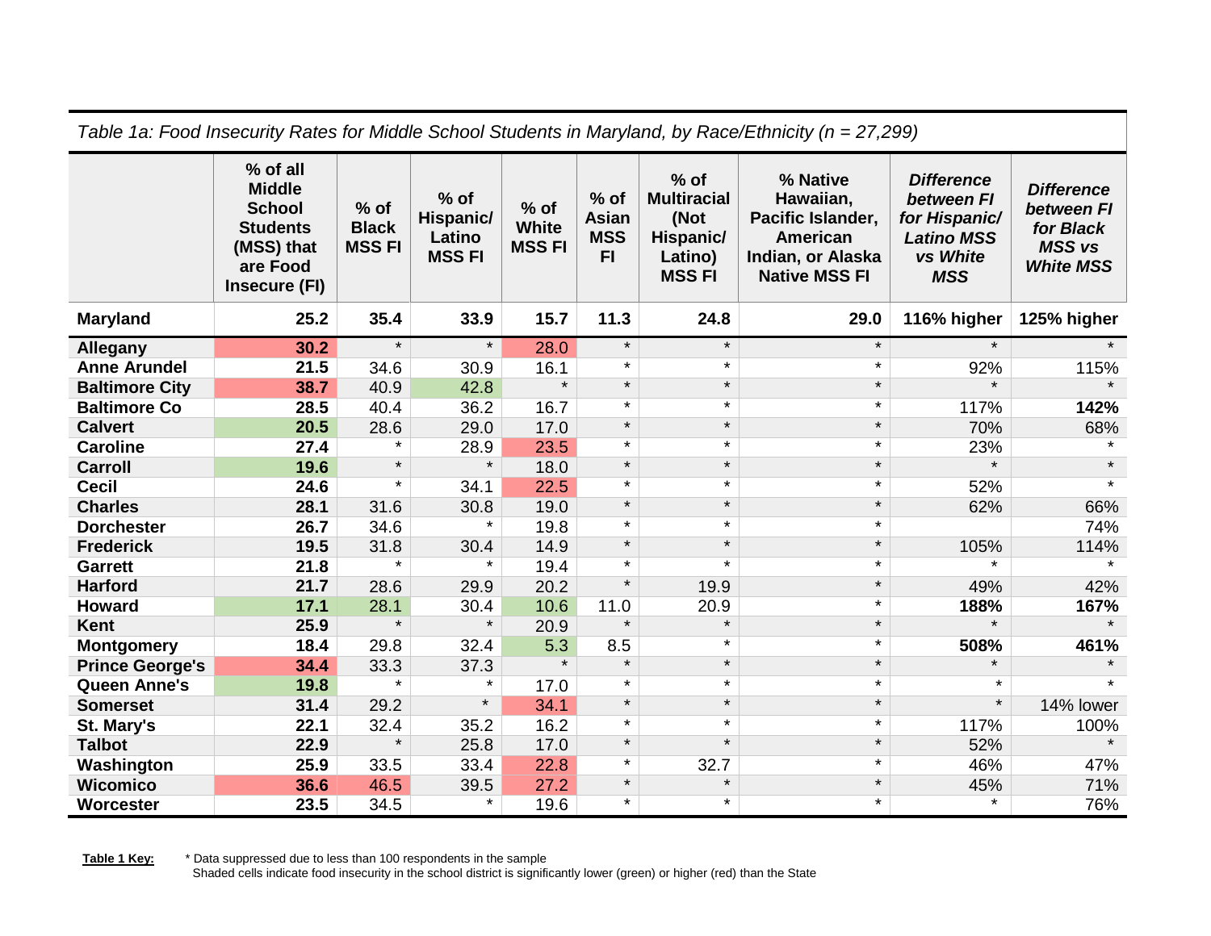*Table 1a: Food Insecurity Rates for Middle School Students in Maryland, by Race/Ethnicity (n = 27,299)*

| | % of all Middle School Students (MSS) that are Food Insecure (FI) | % of Black MSS FI | % of Hispanic/ Latino MSS FI | % of White MSS FI | % of Asian MSS FI | % of Multiracial (Not Hispanic/ Latino) MSS FI | % Native Hawaiian, Pacific Islander, American Indian, or Alaska Native MSS FI | *Difference between FI for Hispanic/ Latino MSS vs White MSS* | *Difference between FI for Black MSS vs White MSS* |
|---|---|---|---|---|---|---|---|---|---|
| **Maryland** | **25.2** | **35.4** | **33.9** | **15.7** | **11.3** | **24.8** | **29.0** | **116% higher** | **125% higher** |
| **Allegany** | **30.2** | * | * | 28.0 | * | * | * | * | * |
| **Anne Arundel** | **21.5** | 34.6 | 30.9 | 16.1 | * | * | * | 92% | 115% |
| **Baltimore City** | **38.7** | 40.9 | 42.8 | * | * | * | * | * | * |
| **Baltimore Co** | **28.5** | 40.4 | 36.2 | 16.7 | * | * | * | 117% | **142%** |
| **Calvert** | **20.5** | 28.6 | 29.0 | 17.0 | * | * | * | 70% | 68% |
| **Caroline** | **27.4** | * | 28.9 | 23.5 | * | * | * | 23% | * |
| **Carroll** | **19.6** | * | * | 18.0 | * | * | * | * | * |
| **Cecil** | **24.6** | * | 34.1 | 22.5 | * | * | * | 52% | * |
| **Charles** | **28.1** | 31.6 | 30.8 | 19.0 | * | * | * | 62% | 66% |
| **Dorchester** | **26.7** | 34.6 | * | 19.8 | * | * | * | | 74% |
| **Frederick** | **19.5** | 31.8 | 30.4 | 14.9 | * | * | * | 105% | 114% |
| **Garrett** | **21.8** | * | * | 19.4 | * | * | * | * | * |
| **Harford** | **21.7** | 28.6 | 29.9 | 20.2 | * | 19.9 | * | 49% | 42% |
| **Howard** | **17.1** | 28.1 | 30.4 | 10.6 | 11.0 | 20.9 | * | **188%** | **167%** |
| **Kent** | **25.9** | * | * | 20.9 | * | * | * | * | * |
| **Montgomery** | **18.4** | 29.8 | 32.4 | 5.3 | 8.5 | * | * | **508%** | **461%** |
| **Prince George's** | **34.4** | 33.3 | 37.3 | * | * | * | * | * | * |
| **Queen Anne's** | **19.8** | * | * | 17.0 | * | * | * | * | * |
| **Somerset** | **31.4** | 29.2 | * | 34.1 | * | * | * | * | 14% lower |
| **St. Mary's** | **22.1** | 32.4 | 35.2 | 16.2 | * | * | * | 117% | 100% |
| **Talbot** | **22.9** | * | 25.8 | 17.0 | * | * | * | 52% | * |
| **Washington** | **25.9** | 33.5 | 33.4 | 22.8 | * | 32.7 | * | 46% | 47% |
| **Wicomico** | **36.6** | 46.5 | 39.5 | 27.2 | * | * | * | 45% | 71% |
| **Worcester** | **23.5** | 34.5 | * | 19.6 | * | * | * | * | 76% |

**Table 1 Key:** * Data suppressed due to less than 100 respondents in the sample
Shaded cells indicate food insecurity in the school district is significantly lower (green) or higher (red) than the State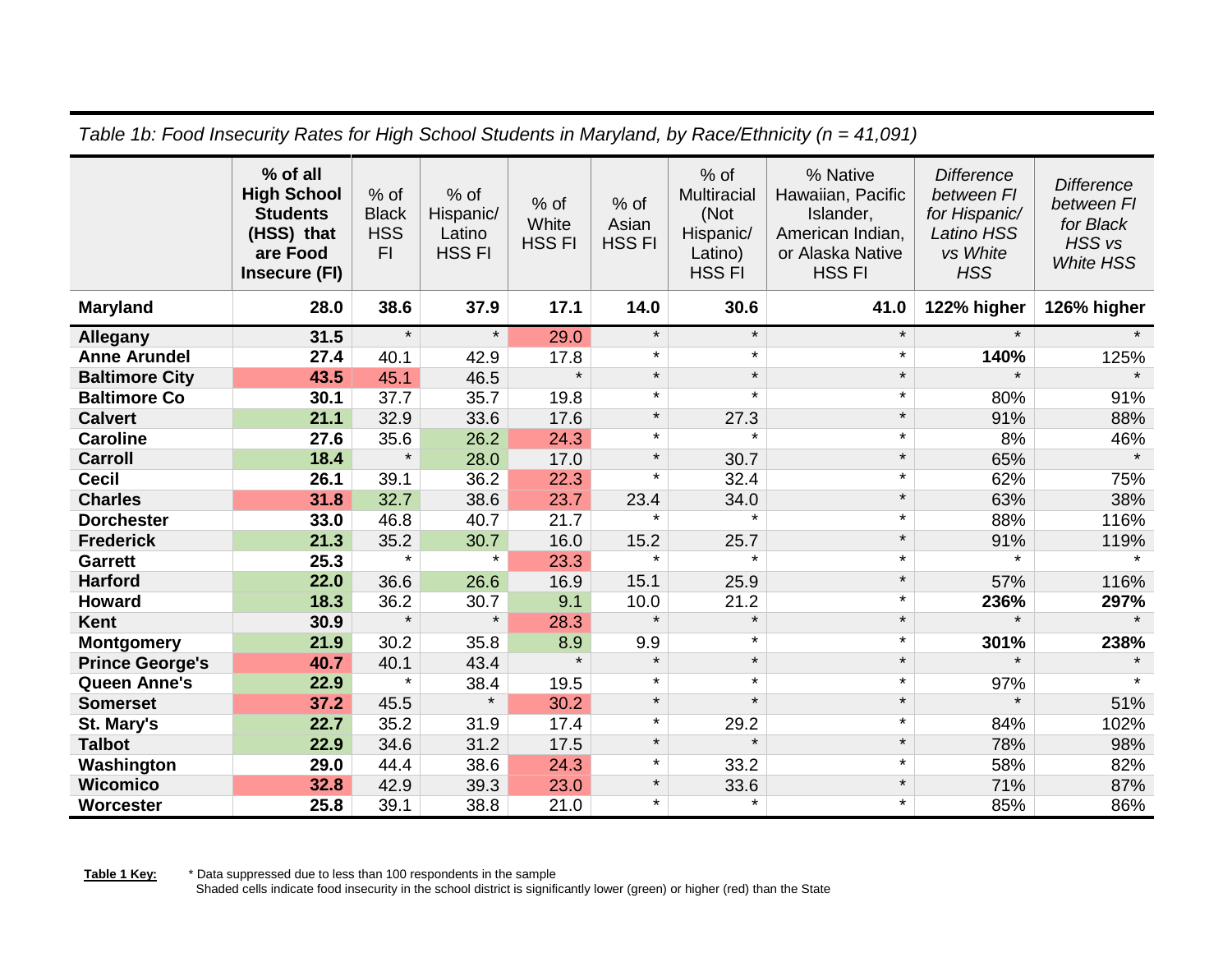*Table 1b: Food Insecurity Rates for High School Students in Maryland, by Race/Ethnicity (n = 41,091)*

| | % of all High School Students (HSS) that are Food Insecure (FI) | % of Black HSS FI | % of Hispanic/ Latino HSS FI | % of White HSS FI | % of Asian HSS FI | % of Multiracial (Not Hispanic/ Latino) HSS FI | % Native Hawaiian, Pacific Islander, American Indian, or Alaska Native HSS FI | *Difference between FI for Hispanic/ Latino HSS vs White HSS* | *Difference between FI for Black HSS vs White HSS* |
|---|---|---|---|---|---|---|---|---|---|
| **Maryland** | **28.0** | **38.6** | **37.9** | **17.1** | **14.0** | **30.6** | **41.0** | **122% higher** | **126% higher** |
| **Allegany** | **31.5** | * | * | 29.0 | * | * | * | * | * |
| **Anne Arundel** | **27.4** | 40.1 | 42.9 | 17.8 | * | * | * | **140%** | 125% |
| **Baltimore City** | **43.5** | 45.1 | 46.5 | * | * | * | * | * | * |
| **Baltimore Co** | **30.1** | 37.7 | 35.7 | 19.8 | * | * | * | 80% | 91% |
| **Calvert** | **21.1** | 32.9 | 33.6 | 17.6 | * | 27.3 | * | 91% | 88% |
| **Caroline** | **27.6** | 35.6 | 26.2 | 24.3 | * | * | * | 8% | 46% |
| **Carroll** | **18.4** | * | 28.0 | 17.0 | * | 30.7 | * | 65% | * |
| **Cecil** | **26.1** | 39.1 | 36.2 | 22.3 | * | 32.4 | * | 62% | 75% |
| **Charles** | **31.8** | 32.7 | 38.6 | 23.7 | 23.4 | 34.0 | * | 63% | 38% |
| **Dorchester** | **33.0** | 46.8 | 40.7 | 21.7 | * | * | * | 88% | 116% |
| **Frederick** | **21.3** | 35.2 | 30.7 | 16.0 | 15.2 | 25.7 | * | 91% | 119% |
| **Garrett** | **25.3** | * | * | 23.3 | * | * | * | * | * |
| **Harford** | **22.0** | 36.6 | 26.6 | 16.9 | 15.1 | 25.9 | * | 57% | 116% |
| **Howard** | **18.3** | 36.2 | 30.7 | 9.1 | 10.0 | 21.2 | * | **236%** | **297%** |
| **Kent** | **30.9** | * | * | 28.3 | * | * | * | * | * |
| **Montgomery** | **21.9** | 30.2 | 35.8 | 8.9 | 9.9 | * | * | **301%** | **238%** |
| **Prince George's** | **40.7** | 40.1 | 43.4 | * | * | * | * | * | * |
| **Queen Anne's** | **22.9** | * | 38.4 | 19.5 | * | * | * | 97% | * |
| **Somerset** | **37.2** | 45.5 | * | 30.2 | * | * | * | * | 51% |
| **St. Mary's** | **22.7** | 35.2 | 31.9 | 17.4 | * | 29.2 | * | 84% | 102% |
| **Talbot** | **22.9** | 34.6 | 31.2 | 17.5 | * | * | * | 78% | 98% |
| **Washington** | **29.0** | 44.4 | 38.6 | 24.3 | * | 33.2 | * | 58% | 82% |
| **Wicomico** | **32.8** | 42.9 | 39.3 | 23.0 | * | 33.6 | * | 71% | 87% |
| **Worcester** | **25.8** | 39.1 | 38.8 | 21.0 | * | * | * | 85% | 86% |

**Table 1 Key:** * Data suppressed due to less than 100 respondents in the sample
Shaded cells indicate food insecurity in the school district is significantly lower (green) or higher (red) than the State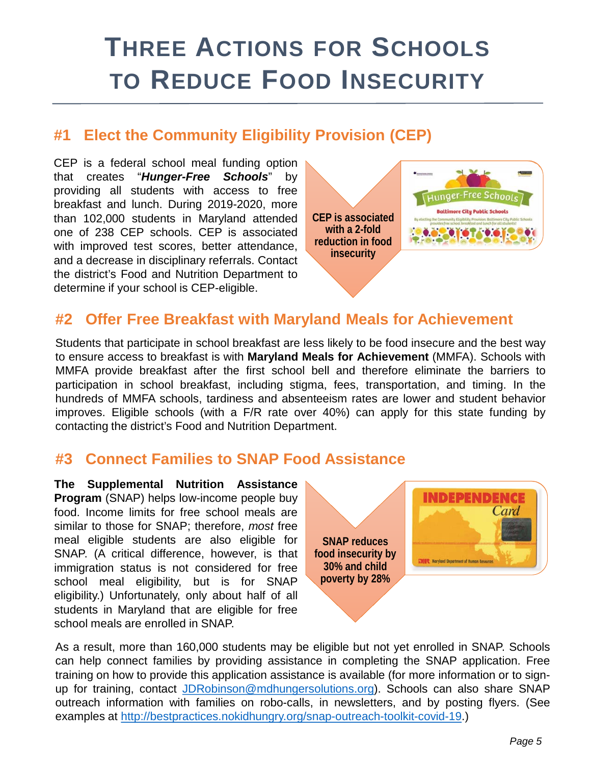# THREE ACTIONS FOR SCHOOLS TO REDUCE FOOD INSECURITY

## #1 Elect the Community Eligibility Provision (CEP)

CEP is a federal school meal funding option that creates "***Hunger-Free Schools***" by providing all students with access to free breakfast and lunch. During 2019-2020, more than 102,000 students in Maryland attended one of 238 CEP schools. CEP is associated with improved test scores, better attendance, and a decrease in disciplinary referrals. Contact the district's Food and Nutrition Department to determine if your school is CEP-eligible.

**CEP is associated with a 2-fold reduction in food insecurity**

## #2 Offer Free Breakfast with Maryland Meals for Achievement

Students that participate in school breakfast are less likely to be food insecure and the best way to ensure access to breakfast is with **Maryland Meals for Achievement** (MMFA). Schools with MMFA provide breakfast after the first school bell and therefore eliminate the barriers to participation in school breakfast, including stigma, fees, transportation, and timing. In the hundreds of MMFA schools, tardiness and absenteeism rates are lower and student behavior improves. Eligible schools (with a F/R rate over 40%) can apply for this state funding by contacting the district's Food and Nutrition Department.

## #3 Connect Families to SNAP Food Assistance

**The Supplemental Nutrition Assistance Program** (SNAP) helps low-income people buy food. Income limits for free school meals are similar to those for SNAP; therefore, *most* free meal eligible students are also eligible for SNAP. (A critical difference, however, is that immigration status is not considered for free school meal eligibility, but is for SNAP eligibility.) Unfortunately, only about half of all students in Maryland that are eligible for free school meals are enrolled in SNAP.

**SNAP reduces food insecurity by 30% and child poverty by 28%**

As a result, more than 160,000 students may be eligible but not yet enrolled in SNAP. Schools can help connect families by providing assistance in completing the SNAP application. Free training on how to provide this application assistance is available (for more information or to sign-up for training, contact JDRobinson@mdhungersolutions.org). Schools can also share SNAP outreach information with families on robo-calls, in newsletters, and by posting flyers. (See examples at http://bestpractices.nokidhungry.org/snap-outreach-toolkit-covid-19.)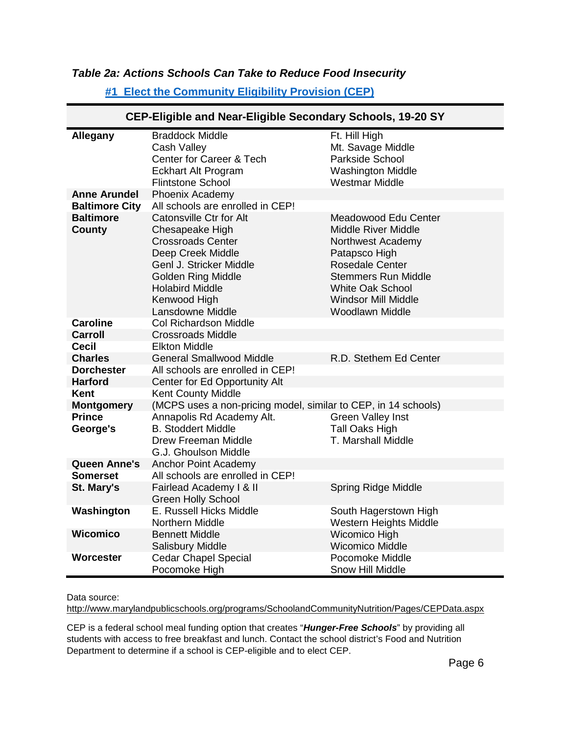### *Table 2a: Actions Schools Can Take to Reduce Food Insecurity*

**#1 Elect the Community Eligibility Provision (CEP)**

| CEP-Eligible and Near-Eligible Secondary Schools, 19-20 SY | | |
|---|---|---|
| **Allegany** | Braddock Middle<br>Cash Valley<br>Center for Career & Tech<br>Eckhart Alt Program<br>Flintstone School | Ft. Hill High<br>Mt. Savage Middle<br>Parkside School<br>Washington Middle<br>Westmar Middle |
| **Anne Arundel** | Phoenix Academy | |
| **Baltimore City** | All schools are enrolled in CEP! | |
| **Baltimore County** | Catonsville Ctr for Alt<br>Chesapeake High<br>Crossroads Center<br>Deep Creek Middle<br>Genl J. Stricker Middle<br>Golden Ring Middle<br>Holabird Middle<br>Kenwood High<br>Lansdowne Middle | Meadowood Edu Center<br>Middle River Middle<br>Northwest Academy<br>Patapsco High<br>Rosedale Center<br>Stemmers Run Middle<br>White Oak School<br>Windsor Mill Middle<br>Woodlawn Middle |
| **Caroline** | Col Richardson Middle | |
| **Carroll** | Crossroads Middle | |
| **Cecil** | Elkton Middle | |
| **Charles** | General Smallwood Middle | R.D. Stethem Ed Center |
| **Dorchester** | All schools are enrolled in CEP! | |
| **Harford** | Center for Ed Opportunity Alt | |
| **Kent** | Kent County Middle | |
| **Montgomery** | (MCPS uses a non-pricing model, similar to CEP, in 14 schools) | |
| **Prince George's** | Annapolis Rd Academy Alt.<br>B. Stoddert Middle<br>Drew Freeman Middle<br>G.J. Ghoulson Middle | Green Valley Inst<br>Tall Oaks High<br>T. Marshall Middle |
| **Queen Anne's** | Anchor Point Academy | |
| **Somerset** | All schools are enrolled in CEP! | |
| **St. Mary's** | Fairlead Academy I & II<br>Green Holly School | Spring Ridge Middle |
| **Washington** | E. Russell Hicks Middle<br>Northern Middle | South Hagerstown High<br>Western Heights Middle |
| **Wicomico** | Bennett Middle<br>Salisbury Middle | Wicomico High<br>Wicomico Middle |
| **Worcester** | Cedar Chapel Special<br>Pocomoke High | Pocomoke Middle<br>Snow Hill Middle |

Data source:
http://www.marylandpublicschools.org/programs/SchoolandCommunityNutrition/Pages/CEPData.aspx

CEP is a federal school meal funding option that creates "***Hunger-Free Schools***" by providing all students with access to free breakfast and lunch. Contact the school district's Food and Nutrition Department to determine if a school is CEP-eligible and to elect CEP.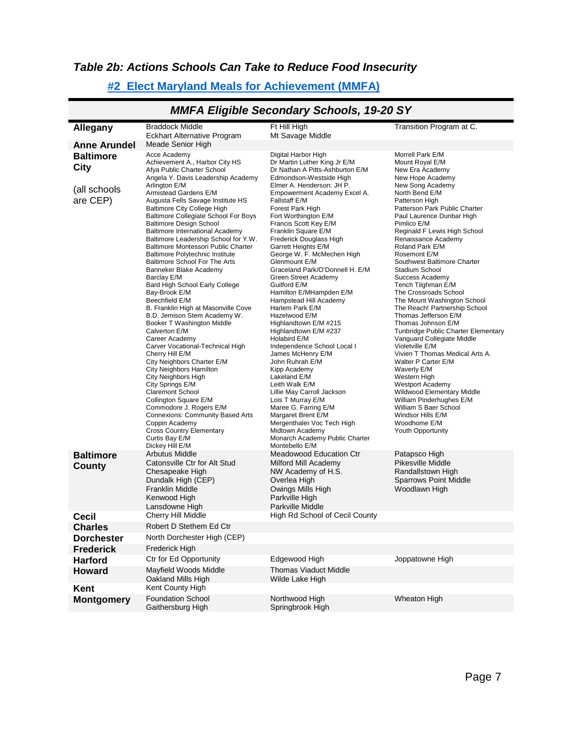### *Table 2b: Actions Schools Can Take to Reduce Food Insecurity*

#### [#2 Elect Maryland Meals for Achievement (MMFA)]

| *MMFA Eligible Secondary Schools, 19-20 SY* | | | |
|---|---|---|---|
| **Allegany** | Braddock Middle<br>Eckhart Alternative Program | Ft Hill High<br>Mt Savage Middle | Transition Program at C. |
| **Anne Arundel** | Meade Senior High | | |
| **Baltimore City**<br><br>(all schools are CEP) | Acce Academy<br>Achievement A., Harbor City HS<br>Afya Public Charter School<br>Angela Y. Davis Leadership Academy<br>Arlington E/M<br>Armistead Gardens E/M<br>Augusta Fells Savage Institute HS<br>Baltimore City College High<br>Baltimore Collegiate School For Boys<br>Baltimore Design School<br>Baltimore International Academy<br>Baltimore Leadership School for Y.W.<br>Baltimore Montessori Public Charter<br>Baltimore Polytechnic Institute<br>Baltimore School For The Arts<br>Banneker Blake Academy<br>Barclay E/M<br>Bard High School Early College<br>Bay-Brook E/M<br>Beechfield E/M<br>B. Franklin High at Masonville Cove<br>B.D. Jemison Stem Academy W.<br>Booker T Washington Middle<br>Calverton E/M<br>Career Academy<br>Carver Vocational-Technical High<br>Cherry Hill E/M<br>City Neighbors Charter E/M<br>City Neighbors Hamilton<br>City Neighbors High<br>City Springs E/M<br>Claremont School<br>Collington Square E/M<br>Commodore J. Rogers E/M<br>Connexions: Community Based Arts<br>Coppin Academy<br>Cross Country Elementary<br>Curtis Bay E/M<br>Dickey Hill E/M | Digital Harbor High<br>Dr Martin Luther King Jr E/M<br>Dr Nathan A Pitts-Ashburton E/M<br>Edmondson-Westside High<br>Elmer A. Henderson: JH P.<br>Empowerment Academy Excel A.<br>Fallstaff E/M<br>Forest Park High<br>Fort Worthington E/M<br>Francis Scott Key E/M<br>Franklin Square E/M<br>Frederick Douglass High<br>Garrett Heights E/M<br>George W. F. McMechen High<br>Glenmount E/M<br>Graceland Park/O'Donnell H. E/M<br>Green Street Academy<br>Guilford E/M<br>Hamilton E/MHampden E/M<br>Hampstead Hill Academy<br>Harlem Park E/M<br>Hazelwood E/M<br>Highlandtown E/M #215<br>Highlandtown E/M #237<br>Holabird E/M<br>Independence School Local I<br>James McHenry E/M<br>John Ruhrah E/M<br>Kipp Academy<br>Lakeland E/M<br>Leith Walk E/M<br>Lillie May Carroll Jackson<br>Lois T Murray E/M<br>Maree G. Farring E/M<br>Margaret Brent E/M<br>Mergenthaler Voc Tech High<br>Midtown Academy<br>Monarch Academy Public Charter<br>Montebello E/M | Morrell Park E/M<br>Mount Royal E/M<br>New Era Academy<br>New Hope Academy<br>New Song Academy<br>North Bend E/M<br>Patterson High<br>Patterson Park Public Charter<br>Paul Laurence Dunbar High<br>Pimlico E/M<br>Reginald F Lewis High School<br>Renaissance Academy<br>Roland Park E/M<br>Rosemont E/M<br>Southwest Baltimore Charter<br>Stadium School<br>Success Academy<br>Tench Tilghman E/M<br>The Crossroads School<br>The Mount Washington School<br>The Reach! Partnership School<br>Thomas Jefferson E/M<br>Thomas Johnson E/M<br>Tunbridge Public Charter Elementary<br>Vanguard Collegiate Middle<br>Violetville E/M<br>Vivien T Thomas Medical Arts A.<br>Walter P Carter E/M<br>Waverly E/M<br>Western High<br>Westport Academy<br>Wildwood Elementary Middle<br>William Pinderhughes E/M<br>William S Baer School<br>Windsor Hills E/M<br>Woodhome E/M<br>Youth Opportunity |
| **Baltimore County** | Arbutus Middle<br>Catonsville Ctr for Alt Stud<br>Chesapeake High<br>Dundalk High (CEP)<br>Franklin Middle<br>Kenwood High<br>Lansdowne High | Meadowood Education Ctr<br>Milford Mill Academy<br>NW Academy of H.S.<br>Overlea High<br>Owings Mills High<br>Parkville High<br>Parkville Middle | Patapsco High<br>Pikesville Middle<br>Randallstown High<br>Sparrows Point Middle<br>Woodlawn High |
| **Cecil** | Cherry Hill Middle | High Rd School of Cecil County | |
| **Charles** | Robert D Stethem Ed Ctr | | |
| **Dorchester** | North Dorchester High (CEP) | | |
| **Frederick** | Frederick High | | |
| **Harford** | Ctr for Ed Opportunity | Edgewood High | Joppatowne High |
| **Howard** | Mayfield Woods Middle<br>Oakland Mills High | Thomas Viaduct Middle<br>Wilde Lake High | |
| **Kent** | Kent County High | | |
| **Montgomery** | Foundation School<br>Gaithersburg High | Northwood High<br>Springbrook High | Wheaton High |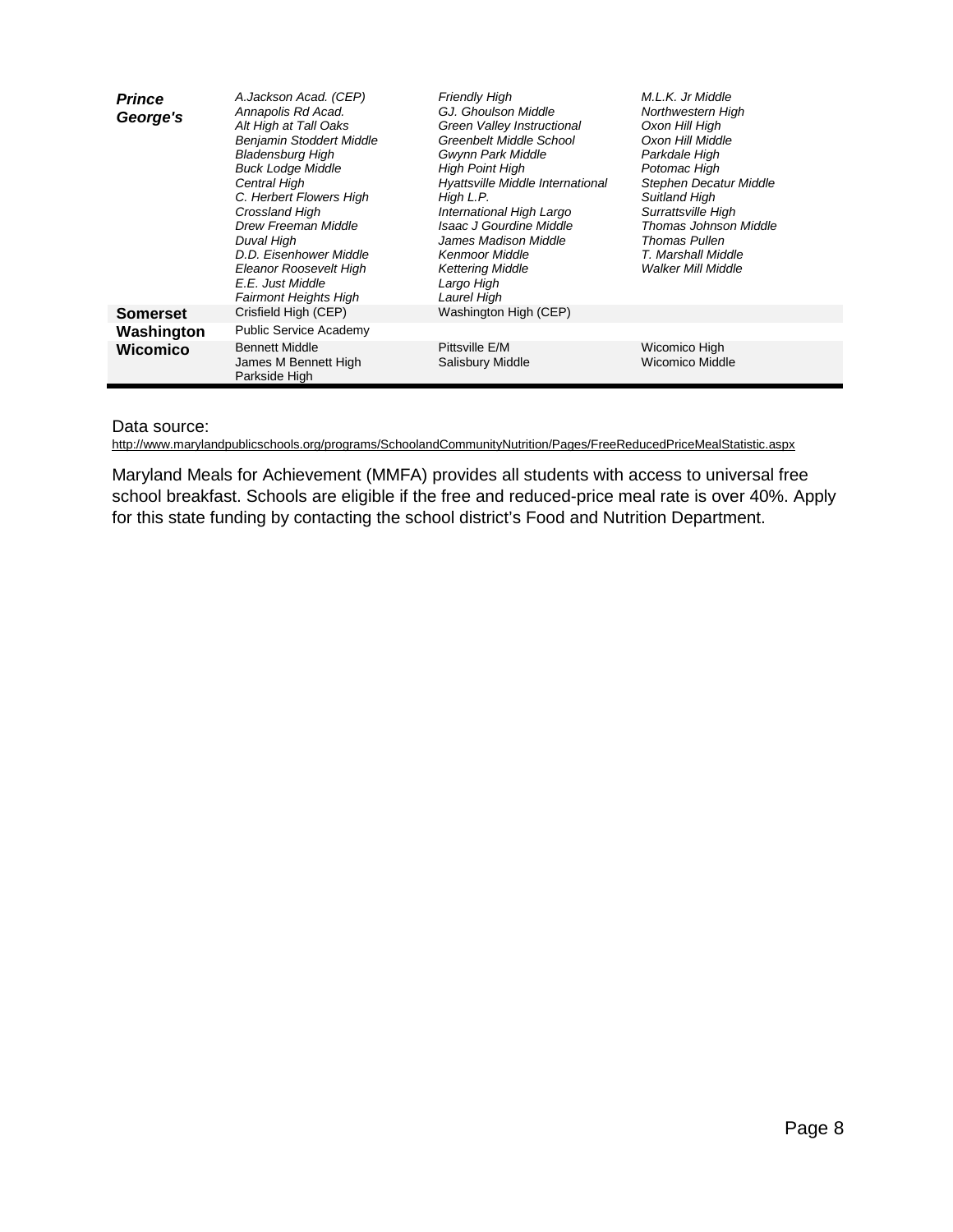| | | | |
|---|---|---|---|
| ***Prince George's*** | *A.Jackson Acad. (CEP)*<br>*Annapolis Rd Acad.*<br>*Alt High at Tall Oaks*<br>*Benjamin Stoddert Middle*<br>*Bladensburg High*<br>*Buck Lodge Middle*<br>*Central High*<br>*C. Herbert Flowers High*<br>*Crossland High*<br>*Drew Freeman Middle*<br>*Duval High*<br>*D.D. Eisenhower Middle*<br>*Eleanor Roosevelt High*<br>*E.E. Just Middle*<br>*Fairmont Heights High* | *Friendly High*<br>*GJ. Ghoulson Middle*<br>*Green Valley Instructional*<br>*Greenbelt Middle School*<br>*Gwynn Park Middle*<br>*High Point High*<br>*Hyattsville Middle International*<br>*High L.P.*<br>*International High Largo*<br>*Isaac J Gourdine Middle*<br>*James Madison Middle*<br>*Kenmoor Middle*<br>*Kettering Middle*<br>*Largo High*<br>*Laurel High* | *M.L.K. Jr Middle*<br>*Northwestern High*<br>*Oxon Hill High*<br>*Oxon Hill Middle*<br>*Parkdale High*<br>*Potomac High*<br>*Stephen Decatur Middle*<br>*Suitland High*<br>*Surrattsville High*<br>*Thomas Johnson Middle*<br>*Thomas Pullen*<br>*T. Marshall Middle*<br>*Walker Mill Middle* |
| **Somerset** | Crisfield High (CEP) | Washington High (CEP) | |
| **Washington** | Public Service Academy | | |
| **Wicomico** | Bennett Middle<br>James M Bennett High<br>Parkside High | Pittsville E/M<br>Salisbury Middle | Wicomico High<br>Wicomico Middle |

Data source:
http://www.marylandpublicschools.org/programs/SchoolandCommunityNutrition/Pages/FreeReducedPriceMealStatistic.aspx

Maryland Meals for Achievement (MMFA) provides all students with access to universal free school breakfast. Schools are eligible if the free and reduced-price meal rate is over 40%. Apply for this state funding by contacting the school district's Food and Nutrition Department.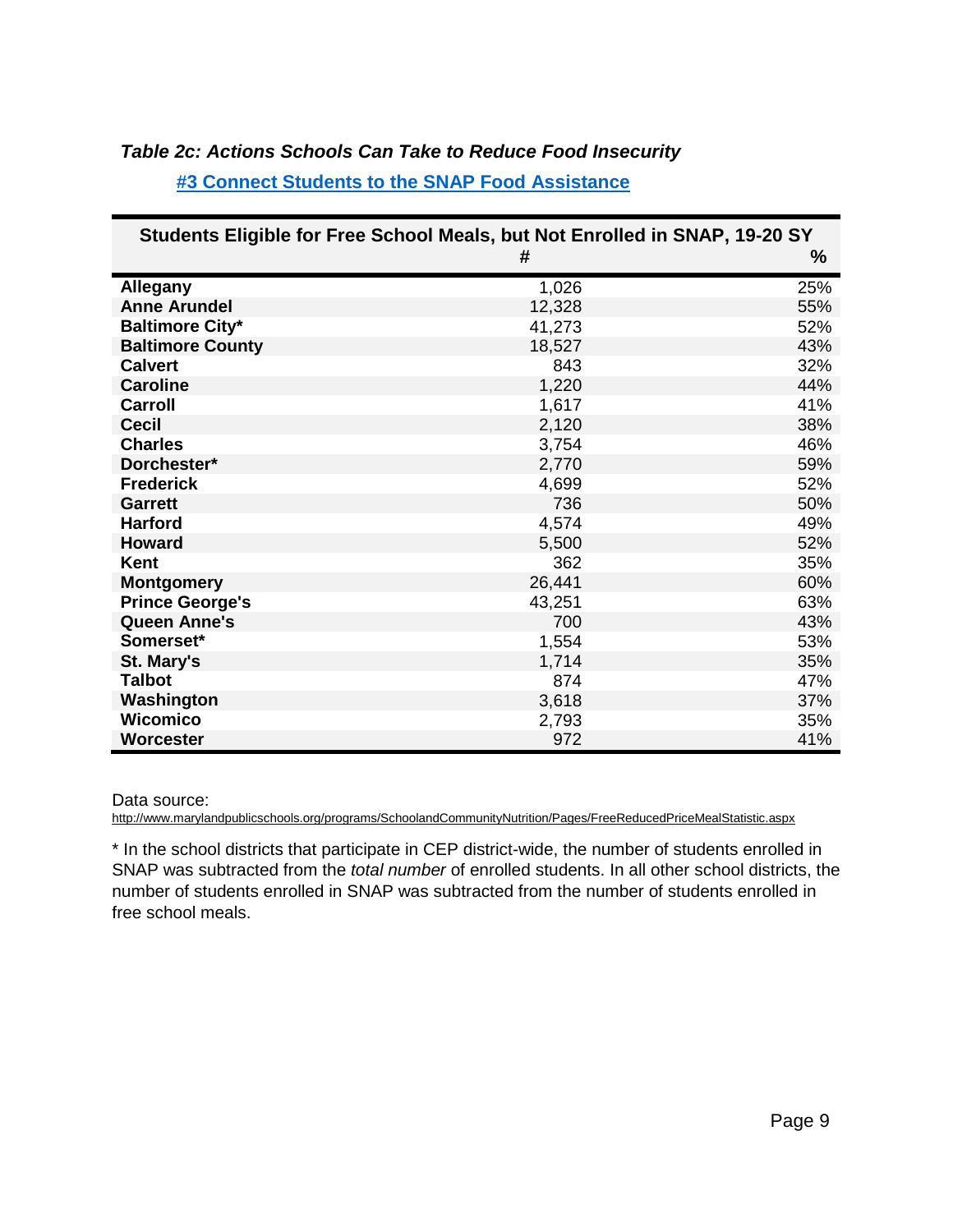***Table 2c: Actions Schools Can Take to Reduce Food Insecurity***

**#3 Connect Students to the SNAP Food Assistance**

| Students Eligible for Free School Meals, but Not Enrolled in SNAP, 19-20 SY | # | % |
|---|---|---|
| **Allegany** | 1,026 | 25% |
| **Anne Arundel** | 12,328 | 55% |
| **Baltimore City*** | 41,273 | 52% |
| **Baltimore County** | 18,527 | 43% |
| **Calvert** | 843 | 32% |
| **Caroline** | 1,220 | 44% |
| **Carroll** | 1,617 | 41% |
| **Cecil** | 2,120 | 38% |
| **Charles** | 3,754 | 46% |
| **Dorchester*** | 2,770 | 59% |
| **Frederick** | 4,699 | 52% |
| **Garrett** | 736 | 50% |
| **Harford** | 4,574 | 49% |
| **Howard** | 5,500 | 52% |
| **Kent** | 362 | 35% |
| **Montgomery** | 26,441 | 60% |
| **Prince George's** | 43,251 | 63% |
| **Queen Anne's** | 700 | 43% |
| **Somerset*** | 1,554 | 53% |
| **St. Mary's** | 1,714 | 35% |
| **Talbot** | 874 | 47% |
| **Washington** | 3,618 | 37% |
| **Wicomico** | 2,793 | 35% |
| **Worcester** | 972 | 41% |

Data source:
http://www.marylandpublicschools.org/programs/SchoolandCommunityNutrition/Pages/FreeReducedPriceMealStatistic.aspx

* In the school districts that participate in CEP district-wide, the number of students enrolled in SNAP was subtracted from the *total number* of enrolled students. In all other school districts, the number of students enrolled in SNAP was subtracted from the number of students enrolled in free school meals.